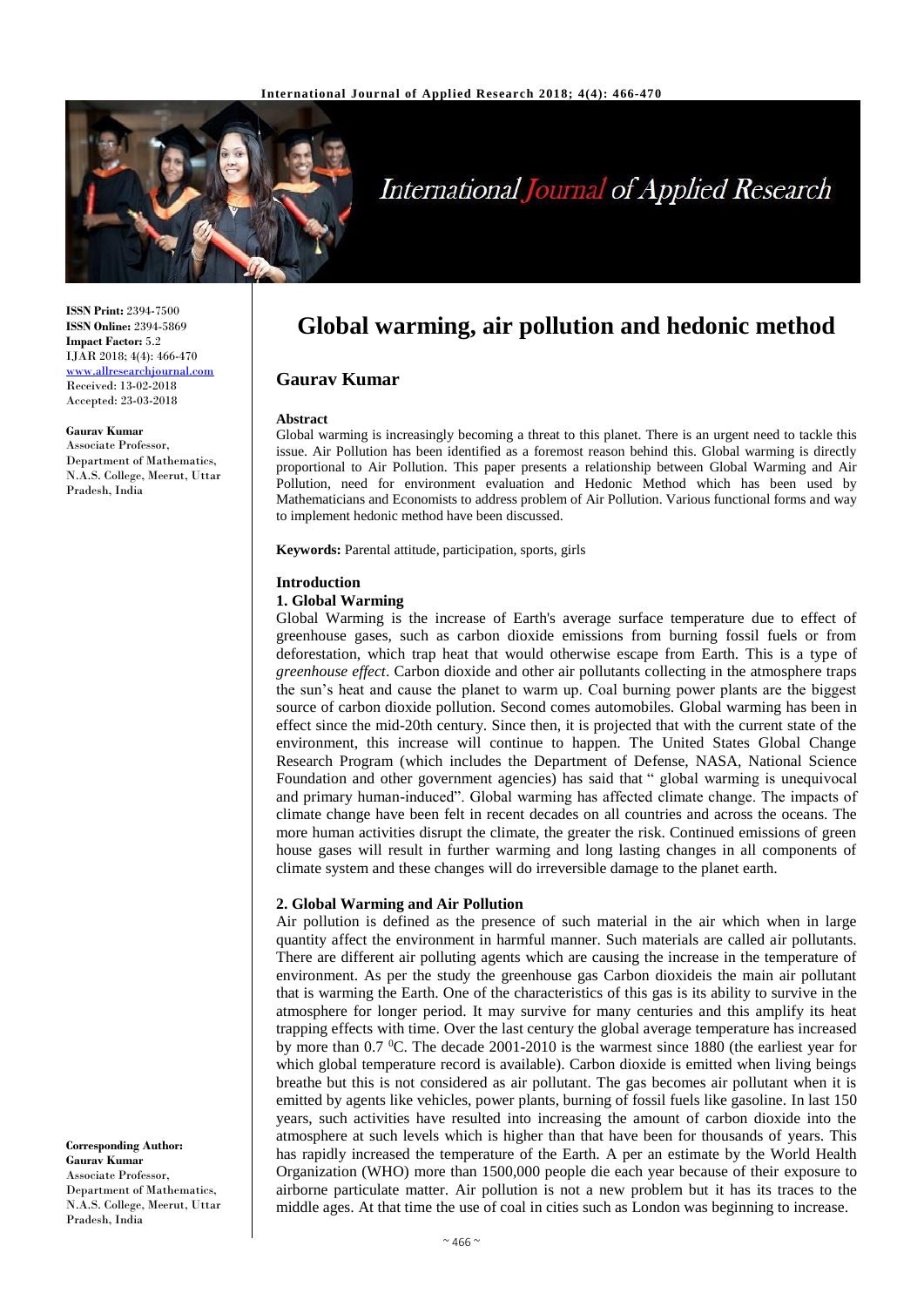# Global warming, air pollution and hedonic method

**Gaurav Kumar**

**ISSN Print:** 2394-7500
**ISSN Online:** 2394-5869
**Impact Factor:** 5.2
IJAR 2018; 4(4): 466-470
www.allresearchjournal.com
Received: 13-02-2018
Accepted: 23-03-2018

**Gaurav Kumar**
Associate Professor,
Department of Mathematics,
N.A.S. College, Meerut, Uttar Pradesh, India

**Corresponding Author:**
**Gaurav Kumar**
Associate Professor,
Department of Mathematics,
N.A.S. College, Meerut, Uttar Pradesh, India

**Abstract**

Global warming is increasingly becoming a threat to this planet. There is an urgent need to tackle this issue. Air Pollution has been identified as a foremost reason behind this. Global warming is directly proportional to Air Pollution. This paper presents a relationship between Global Warming and Air Pollution, need for environment evaluation and Hedonic Method which has been used by Mathematicians and Economists to address problem of Air Pollution. Various functional forms and way to implement hedonic method have been discussed.

**Keywords:** Parental attitude, participation, sports, girls

## Introduction

### 1. Global Warming

Global Warming is the increase of Earth's average surface temperature due to effect of greenhouse gases, such as carbon dioxide emissions from burning fossil fuels or from deforestation, which trap heat that would otherwise escape from Earth. This is a type of *greenhouse effect*. Carbon dioxide and other air pollutants collecting in the atmosphere traps the sun's heat and cause the planet to warm up. Coal burning power plants are the biggest source of carbon dioxide pollution. Second comes automobiles. Global warming has been in effect since the mid-20th century. Since then, it is projected that with the current state of the environment, this increase will continue to happen. The United States Global Change Research Program (which includes the Department of Defense, NASA, National Science Foundation and other government agencies) has said that " global warming is unequivocal and primary human-induced". Global warming has affected climate change. The impacts of climate change have been felt in recent decades on all countries and across the oceans. The more human activities disrupt the climate, the greater the risk. Continued emissions of green house gases will result in further warming and long lasting changes in all components of climate system and these changes will do irreversible damage to the planet earth.

### 2. Global Warming and Air Pollution

Air pollution is defined as the presence of such material in the air which when in large quantity affect the environment in harmful manner. Such materials are called air pollutants. There are different air polluting agents which are causing the increase in the temperature of environment. As per the study the greenhouse gas Carbon dioxideis the main air pollutant that is warming the Earth. One of the characteristics of this gas is its ability to survive in the atmosphere for longer period. It may survive for many centuries and this amplify its heat trapping effects with time. Over the last century the global average temperature has increased by more than 0.7 $^{0}$C. The decade 2001-2010 is the warmest since 1880 (the earliest year for which global temperature record is available). Carbon dioxide is emitted when living beings breathe but this is not considered as air pollutant. The gas becomes air pollutant when it is emitted by agents like vehicles, power plants, burning of fossil fuels like gasoline. In last 150 years, such activities have resulted into increasing the amount of carbon dioxide into the atmosphere at such levels which is higher than that have been for thousands of years. This has rapidly increased the temperature of the Earth. A per an estimate by the World Health Organization (WHO) more than 1500,000 people die each year because of their exposure to airborne particulate matter. Air pollution is not a new problem but it has its traces to the middle ages. At that time the use of coal in cities such as London was beginning to increase.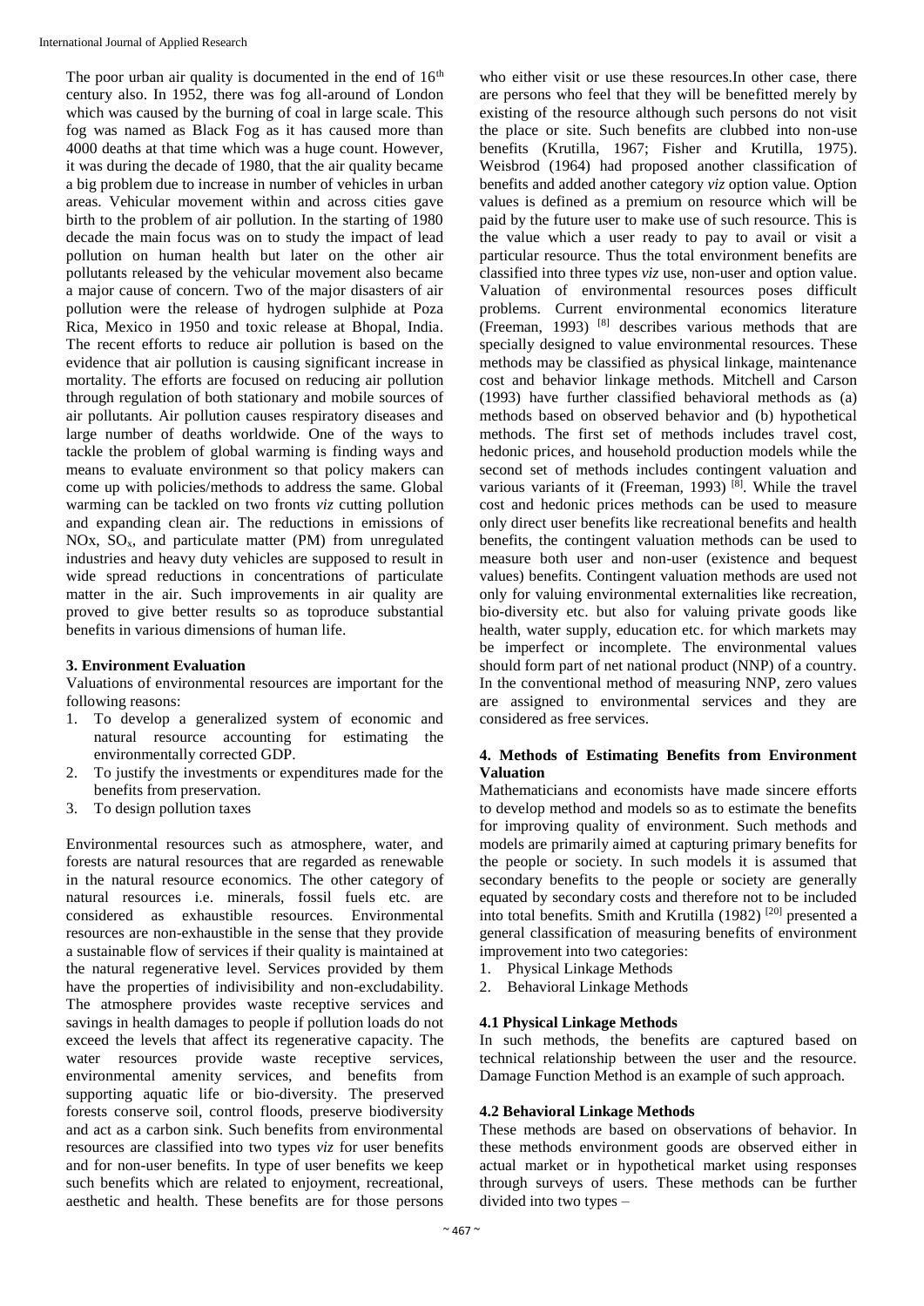The poor urban air quality is documented in the end of $16^{th}$ century also. In 1952, there was fog all-around of London which was caused by the burning of coal in large scale. This fog was named as Black Fog as it has caused more than 4000 deaths at that time which was a huge count. However, it was during the decade of 1980, that the air quality became a big problem due to increase in number of vehicles in urban areas. Vehicular movement within and across cities gave birth to the problem of air pollution. In the starting of 1980 decade the main focus was on to study the impact of lead pollution on human health but later on the other air pollutants released by the vehicular movement also became a major cause of concern. Two of the major disasters of air pollution were the release of hydrogen sulphide at Poza Rica, Mexico in 1950 and toxic release at Bhopal, India. The recent efforts to reduce air pollution is based on the evidence that air pollution is causing significant increase in mortality. The efforts are focused on reducing air pollution through regulation of both stationary and mobile sources of air pollutants. Air pollution causes respiratory diseases and large number of deaths worldwide. One of the ways to tackle the problem of global warming is finding ways and means to evaluate environment so that policy makers can come up with policies/methods to address the same. Global warming can be tackled on two fronts *viz* cutting pollution and expanding clean air. The reductions in emissions of NOx, $SO_x$, and particulate matter (PM) from unregulated industries and heavy duty vehicles are supposed to result in wide spread reductions in concentrations of particulate matter in the air. Such improvements in air quality are proved to give better results so as toproduce substantial benefits in various dimensions of human life.

### 3. Environment Evaluation

Valuations of environmental resources are important for the following reasons:

1. To develop a generalized system of economic and natural resource accounting for estimating the environmentally corrected GDP.
2. To justify the investments or expenditures made for the benefits from preservation.
3. To design pollution taxes

Environmental resources such as atmosphere, water, and forests are natural resources that are regarded as renewable in the natural resource economics. The other category of natural resources i.e. minerals, fossil fuels etc. are considered as exhaustible resources. Environmental resources are non-exhaustible in the sense that they provide a sustainable flow of services if their quality is maintained at the natural regenerative level. Services provided by them have the properties of indivisibility and non-excludability. The atmosphere provides waste receptive services and savings in health damages to people if pollution loads do not exceed the levels that affect its regenerative capacity. The water resources provide waste receptive services, environmental amenity services, and benefits from supporting aquatic life or bio-diversity. The preserved forests conserve soil, control floods, preserve biodiversity and act as a carbon sink. Such benefits from environmental resources are classified into two types *viz* for user benefits and for non-user benefits. In type of user benefits we keep such benefits which are related to enjoyment, recreational, aesthetic and health. These benefits are for those persons who either visit or use these resources.In other case, there are persons who feel that they will be benefitted merely by existing of the resource although such persons do not visit the place or site. Such benefits are clubbed into non-use benefits (Krutilla, 1967; Fisher and Krutilla, 1975). Weisbrod (1964) had proposed another classification of benefits and added another category *viz* option value. Option values is defined as a premium on resource which will be paid by the future user to make use of such resource. This is the value which a user ready to pay to avail or visit a particular resource. Thus the total environment benefits are classified into three types *viz* use, non-user and option value. Valuation of environmental resources poses difficult problems. Current environmental economics literature (Freeman, 1993) [8] describes various methods that are specially designed to value environmental resources. These methods may be classified as physical linkage, maintenance cost and behavior linkage methods. Mitchell and Carson (1993) have further classified behavioral methods as (a) methods based on observed behavior and (b) hypothetical methods. The first set of methods includes travel cost, hedonic prices, and household production models while the second set of methods includes contingent valuation and various variants of it (Freeman, 1993) [8]. While the travel cost and hedonic prices methods can be used to measure only direct user benefits like recreational benefits and health benefits, the contingent valuation methods can be used to measure both user and non-user (existence and bequest values) benefits. Contingent valuation methods are used not only for valuing environmental externalities like recreation, bio-diversity etc. but also for valuing private goods like health, water supply, education etc. for which markets may be imperfect or incomplete. The environmental values should form part of net national product (NNP) of a country. In the conventional method of measuring NNP, zero values are assigned to environmental services and they are considered as free services.

### 4. Methods of Estimating Benefits from Environment Valuation

Mathematicians and economists have made sincere efforts to develop method and models so as to estimate the benefits for improving quality of environment. Such methods and models are primarily aimed at capturing primary benefits for the people or society. In such models it is assumed that secondary benefits to the people or society are generally equated by secondary costs and therefore not to be included into total benefits. Smith and Krutilla (1982) [20] presented a general classification of measuring benefits of environment improvement into two categories:

1. Physical Linkage Methods
2. Behavioral Linkage Methods

#### 4.1 Physical Linkage Methods

In such methods, the benefits are captured based on technical relationship between the user and the resource. Damage Function Method is an example of such approach.

#### 4.2 Behavioral Linkage Methods

These methods are based on observations of behavior. In these methods environment goods are observed either in actual market or in hypothetical market using responses through surveys of users. These methods can be further divided into two types –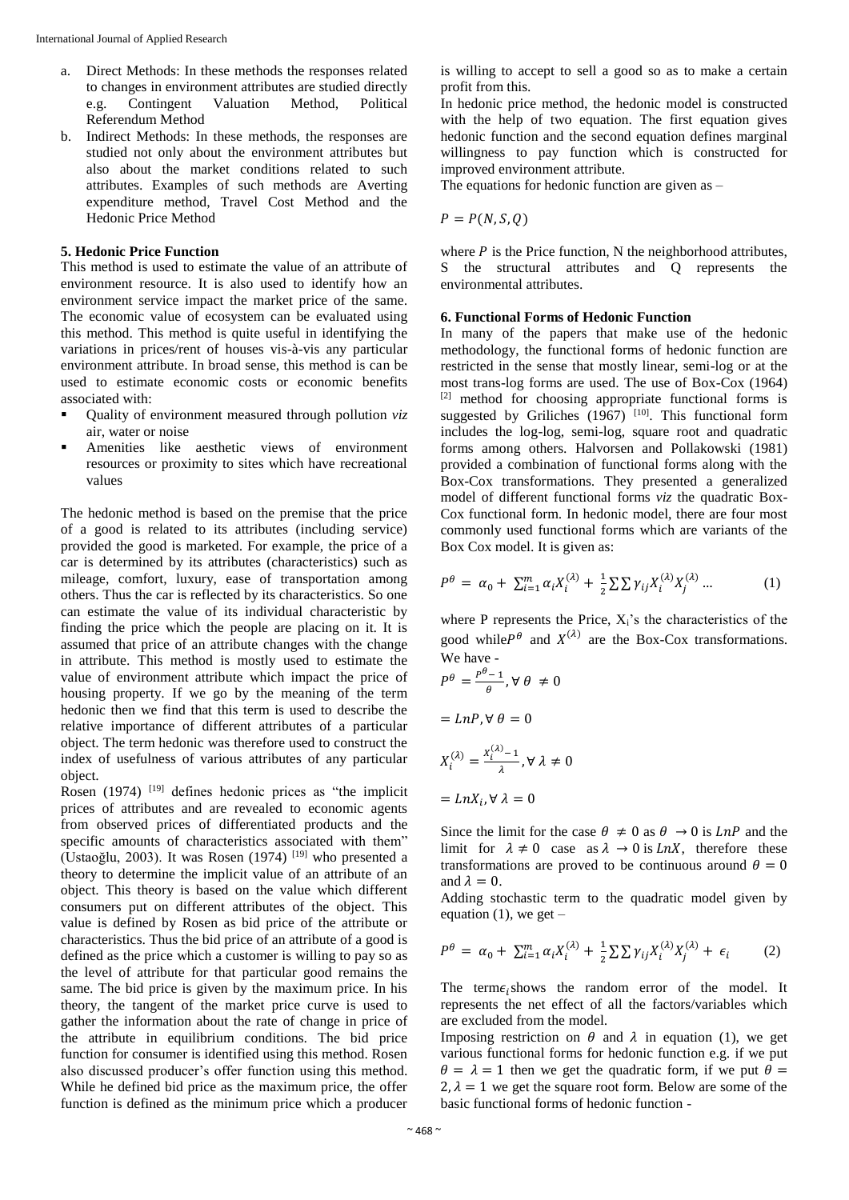a. Direct Methods: In these methods the responses related to changes in environment attributes are studied directly e.g. Contingent Valuation Method, Political Referendum Method
b. Indirect Methods: In these methods, the responses are studied not only about the environment attributes but also about the market conditions related to such attributes. Examples of such methods are Averting expenditure method, Travel Cost Method and the Hedonic Price Method

## 5. Hedonic Price Function

This method is used to estimate the value of an attribute of environment resource. It is also used to identify how an environment service impact the market price of the same. The economic value of ecosystem can be evaluated using this method. This method is quite useful in identifying the variations in prices/rent of houses vis-à-vis any particular environment attribute. In broad sense, this method is can be used to estimate economic costs or economic benefits associated with:

- Quality of environment measured through pollution *viz* air, water or noise
- Amenities like aesthetic views of environment resources or proximity to sites which have recreational values

The hedonic method is based on the premise that the price of a good is related to its attributes (including service) provided the good is marketed. For example, the price of a car is determined by its attributes (characteristics) such as mileage, comfort, luxury, ease of transportation among others. Thus the car is reflected by its characteristics. So one can estimate the value of its individual characteristic by finding the price which the people are placing on it. It is assumed that price of an attribute changes with the change in attribute. This method is mostly used to estimate the value of environment attribute which impact the price of housing property. If we go by the meaning of the term hedonic then we find that this term is used to describe the relative importance of different attributes of a particular object. The term hedonic was therefore used to construct the index of usefulness of various attributes of any particular object.

Rosen (1974) [19] defines hedonic prices as "the implicit prices of attributes and are revealed to economic agents from observed prices of differentiated products and the specific amounts of characteristics associated with them" (Ustaoğlu, 2003). It was Rosen (1974) [19] who presented a theory to determine the implicit value of an attribute of an object. This theory is based on the value which different consumers put on different attributes of the object. This value is defined by Rosen as bid price of the attribute or characteristics. Thus the bid price of an attribute of a good is defined as the price which a customer is willing to pay so as the level of attribute for that particular good remains the same. The bid price is given by the maximum price. In his theory, the tangent of the market price curve is used to gather the information about the rate of change in price of the attribute in equilibrium conditions. The bid price function for consumer is identified using this method. Rosen also discussed producer's offer function using this method. While he defined bid price as the maximum price, the offer function is defined as the minimum price which a producer is willing to accept to sell a good so as to make a certain profit from this.

In hedonic price method, the hedonic model is constructed with the help of two equation. The first equation gives hedonic function and the second equation defines marginal willingness to pay function which is constructed for improved environment attribute.

The equations for hedonic function are given as –

$$P = P(N, S, Q)$$

where $P$ is the Price function, N the neighborhood attributes, S the structural attributes and Q represents the environmental attributes.

## 6. Functional Forms of Hedonic Function

In many of the papers that make use of the hedonic methodology, the functional forms of hedonic function are restricted in the sense that mostly linear, semi-log or at the most trans-log forms are used. The use of Box-Cox (1964) [2] method for choosing appropriate functional forms is suggested by Griliches (1967) [10]. This functional form includes the log-log, semi-log, square root and quadratic forms among others. Halvorsen and Pollakowski (1981) provided a combination of functional forms along with the Box-Cox transformations. They presented a generalized model of different functional forms *viz* the quadratic Box-Cox functional form. In hedonic model, there are four most commonly used functional forms which are variants of the Box Cox model. It is given as:

$$P^{\theta} = \alpha_0 + \sum_{i=1}^{m} \alpha_i X_i^{(\lambda)} + \frac{1}{2} \sum \sum \gamma_{ij} X_i^{(\lambda)} X_j^{(\lambda)} \ldots \qquad (1)$$

where P represents the Price, $X_i$'s the characteristics of the good while $P^{\theta}$ and $X^{(\lambda)}$ are the Box-Cox transformations. We have -

$$P^{\theta} = \frac{P^{\theta} - 1}{\theta}, \forall \theta \neq 0$$

$$= LnP, \forall \theta = 0$$

$$X_i^{(\lambda)} = \frac{X_i^{(\lambda)} - 1}{\lambda}, \forall \lambda \neq 0$$

$$= LnX_i, \forall \lambda = 0$$

Since the limit for the case $\theta \neq 0$ as $\theta \rightarrow 0$ is $LnP$ and the limit for $\lambda \neq 0$ case as $\lambda \rightarrow 0$ is $LnX$, therefore these transformations are proved to be continuous around $\theta = 0$ and $\lambda = 0$.

Adding stochastic term to the quadratic model given by equation (1), we get –

$$P^{\theta} = \alpha_0 + \sum_{i=1}^{m} \alpha_i X_i^{(\lambda)} + \frac{1}{2} \sum \sum \gamma_{ij} X_i^{(\lambda)} X_j^{(\lambda)} + \epsilon_i \qquad (2)$$

The term $\epsilon_i$ shows the random error of the model. It represents the net effect of all the factors/variables which are excluded from the model.

Imposing restriction on $\theta$ and $\lambda$ in equation (1), we get various functional forms for hedonic function e.g. if we put $\theta = \lambda = 1$ then we get the quadratic form, if we put $\theta = 2, \lambda = 1$ we get the square root form. Below are some of the basic functional forms of hedonic function -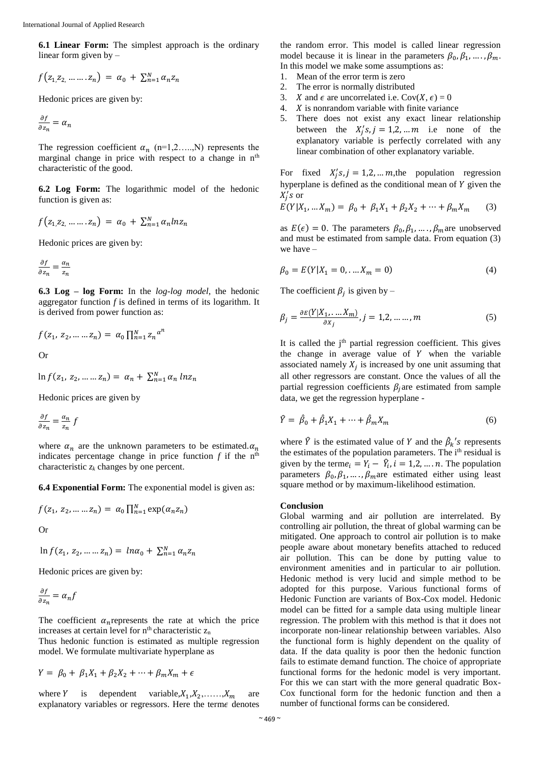**6.1 Linear Form:** The simplest approach is the ordinary linear form given by –

$$f\left(z_{1,}z_{2,} \dots\dots z_n\right) = \alpha_0 + \sum_{n=1}^{N} \alpha_n z_n$$

Hedonic prices are given by:

$$\frac{\partial f}{\partial z_n} = \alpha_n$$

The regression coefficient $\alpha_n$ (n=1,2…..,N) represents the marginal change in price with respect to a change in n[th] characteristic of the good.

**6.2 Log Form:** The logarithmic model of the hedonic function is given as:

$$f\left(z_{1,}z_{2,} \dots\dots z_n\right) = \alpha_0 + \sum_{n=1}^{N} \alpha_n ln z_n$$

Hedonic prices are given by:

$$\frac{\partial f}{\partial z_n} = \frac{\alpha_n}{z_n}$$

**6.3 Log – log Form:** In the *log-log model*, the hedonic aggregator function *f* is defined in terms of its logarithm. It is derived from power function as:

$$f(z_1, z_2, \dots\dots z_n) = \alpha_0 \prod_{n=1}^{N} {z_n}^{\alpha^n}$$

Or

$$\ln f(z_1, z_2, \dots\dots z_n) = \alpha_n + \sum_{n=1}^{N} \alpha_n \, ln z_n$$

Hedonic prices are given by

$$\frac{\partial f}{\partial z_n} = \frac{\alpha_n}{z_n} f$$

where $\alpha_n$ are the unknown parameters to be estimated. $\alpha_n$ indicates percentage change in price function *f* if the n[th] characteristic $z_k$ changes by one percent.

**6.4 Exponential Form:** The exponential model is given as:

$$f(z_1, z_2, \dots\dots z_n) = \alpha_0 \prod_{n=1}^{N} \exp(\alpha_n z_n)$$

Or

$$\ln f(z_1, z_2, \dots\dots z_n) = ln\alpha_0 + \sum_{n=1}^{N} \alpha_n z_n$$

Hedonic prices are given by:

$$\frac{\partial f}{\partial z_n} = \alpha_n f$$

The coefficient $\alpha_n$ represents the rate at which the price increases at certain level for n[th] characteristic $z_n$

Thus hedonic function is estimated as multiple regression model. We formulate multivariate hyperplane as

$$Y = \beta_0 + \beta_1 X_1 + \beta_2 X_2 + \dots + \beta_m X_m + \epsilon$$

where $Y$ is dependent variable, $X_1, X_2, \dots\dots, X_m$ are explanatory variables or regressors. Here the term $\epsilon$ denotes the random error. This model is called linear regression model because it is linear in the parameters $\beta_0, \beta_1, \dots, \beta_m$. In this model we make some assumptions as:

1. Mean of the error term is zero
2. The error is normally distributed
3. $X$ and $\epsilon$ are uncorrelated i.e. $\text{Cov}(X, \epsilon) = 0$
4. $X$ is nonrandom variable with finite variance
5. There does not exist any exact linear relationship between the $X_j's, j = 1,2, \dots m$ i.e none of the explanatory variable is perfectly correlated with any linear combination of other explanatory variable.

For fixed $X_j's, j = 1,2, \dots m$, the population regression hyperplane is defined as the conditional mean of $Y$ given the $X_j's$ or

$$E(Y|X_1, \dots X_m) = \beta_0 + \beta_1 X_1 + \beta_2 X_2 + \dots + \beta_m X_m \quad (3)$$

as $E(\epsilon) = 0$. The parameters $\beta_0, \beta_1, \dots, \beta_m$ are unobserved and must be estimated from sample data. From equation (3) we have –

$$\beta_0 = E(Y|X_1 = 0, \dots X_m = 0) \quad (4)$$

The coefficient $\beta_j$ is given by –

$$\beta_j = \frac{\partial E(Y|X_1, \dots X_m)}{\partial X_j}, j = 1,2, \dots\dots, m \quad (5)$$

It is called the j[th] partial regression coefficient. This gives the change in average value of $Y$ when the variable associated namely $X_j$ is increased by one unit assuming that all other regressors are constant. Once the values of all the partial regression coefficients $\beta_j$ are estimated from sample data, we get the regression hyperplane -

$$\hat{Y} = \hat{\beta}_0 + \hat{\beta}_1 X_1 + \dots + \hat{\beta}_m X_m \quad (6)$$

where $\hat{Y}$ is the estimated value of $Y$ and the $\hat{\beta}_k's$ represents the estimates of the population parameters. The i[th] residual is given by the term $e_i = Y_i - \hat{Y}_i, i = 1,2, \dots n$. The population parameters $\beta_0, \beta_1, \dots, \beta_m$ are estimated either using least square method or by maximum-likelihood estimation.

**Conclusion**

Global warming and air pollution are interrelated. By controlling air pollution, the threat of global warming can be mitigated. One approach to control air pollution is to make people aware about monetary benefits attached to reduced air pollution. This can be done by putting value to environment amenities and in particular to air pollution. Hedonic method is very lucid and simple method to be adopted for this purpose. Various functional forms of Hedonic Function are variants of Box-Cox model. Hedonic model can be fitted for a sample data using multiple linear regression. The problem with this method is that it does not incorporate non-linear relationship between variables. Also the functional form is highly dependent on the quality of data. If the data quality is poor then the hedonic function fails to estimate demand function. The choice of appropriate functional forms for the hedonic model is very important. For this we can start with the more general quadratic Box-Cox functional form for the hedonic function and then a number of functional forms can be considered.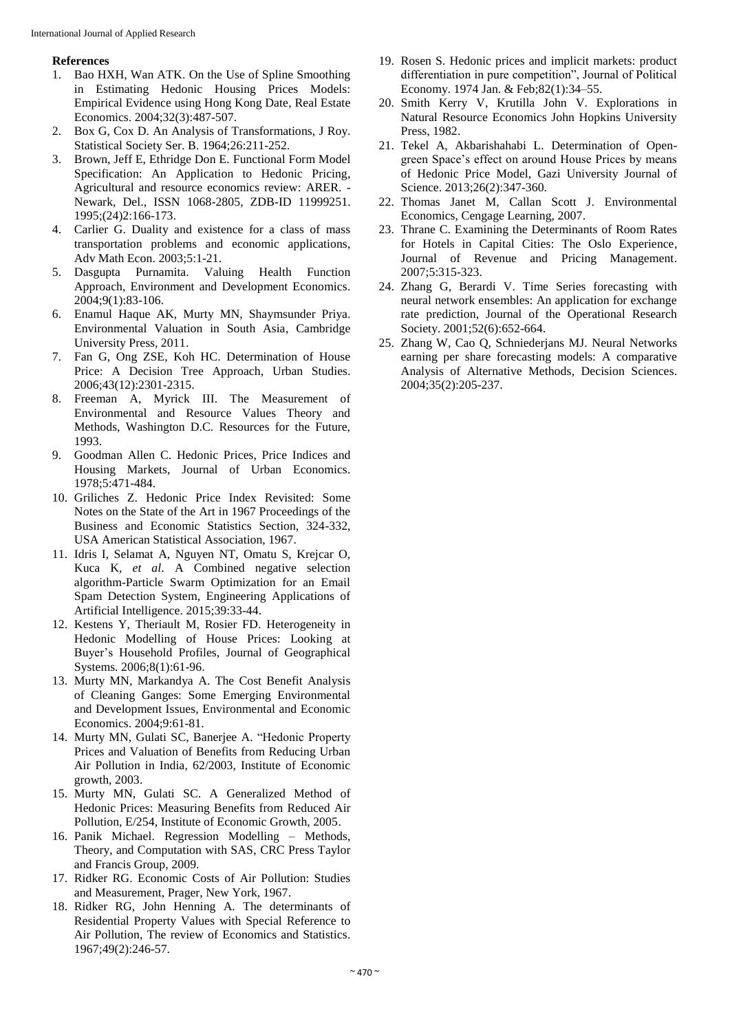**References**

1. Bao HXH, Wan ATK. On the Use of Spline Smoothing in Estimating Hedonic Housing Prices Models: Empirical Evidence using Hong Kong Date, Real Estate Economics. 2004;32(3):487-507.
2. Box G, Cox D. An Analysis of Transformations, J Roy. Statistical Society Ser. B. 1964;26:211-252.
3. Brown, Jeff E, Ethridge Don E. Functional Form Model Specification: An Application to Hedonic Pricing, Agricultural and resource economics review: ARER. - Newark, Del., ISSN 1068-2805, ZDB-ID 11999251. 1995;(24)2:166-173.
4. Carlier G. Duality and existence for a class of mass transportation problems and economic applications, Adv Math Econ. 2003;5:1-21.
5. Dasgupta Purnamita. Valuing Health Function Approach, Environment and Development Economics. 2004;9(1):83-106.
6. Enamul Haque AK, Murty MN, Shaymsunder Priya. Environmental Valuation in South Asia, Cambridge University Press, 2011.
7. Fan G, Ong ZSE, Koh HC. Determination of House Price: A Decision Tree Approach, Urban Studies. 2006;43(12):2301-2315.
8. Freeman A, Myrick III. The Measurement of Environmental and Resource Values Theory and Methods, Washington D.C. Resources for the Future, 1993.
9. Goodman Allen C. Hedonic Prices, Price Indices and Housing Markets, Journal of Urban Economics. 1978;5:471-484.
10. Griliches Z. Hedonic Price Index Revisited: Some Notes on the State of the Art in 1967 Proceedings of the Business and Economic Statistics Section, 324-332, USA American Statistical Association, 1967.
11. Idris I, Selamat A, Nguyen NT, Omatu S, Krejcar O, Kuca K, *et al*. A Combined negative selection algorithm-Particle Swarm Optimization for an Email Spam Detection System, Engineering Applications of Artificial Intelligence. 2015;39:33-44.
12. Kestens Y, Theriault M, Rosier FD. Heterogeneity in Hedonic Modelling of House Prices: Looking at Buyer's Household Profiles, Journal of Geographical Systems. 2006;8(1):61-96.
13. Murty MN, Markandya A. The Cost Benefit Analysis of Cleaning Ganges: Some Emerging Environmental and Development Issues, Environmental and Economic Economics. 2004;9:61-81.
14. Murty MN, Gulati SC, Banerjee A. "Hedonic Property Prices and Valuation of Benefits from Reducing Urban Air Pollution in India, 62/2003, Institute of Economic growth, 2003.
15. Murty MN, Gulati SC. A Generalized Method of Hedonic Prices: Measuring Benefits from Reduced Air Pollution, E/254, Institute of Economic Growth, 2005.
16. Panik Michael. Regression Modelling – Methods, Theory, and Computation with SAS, CRC Press Taylor and Francis Group, 2009.
17. Ridker RG. Economic Costs of Air Pollution: Studies and Measurement, Prager, New York, 1967.
18. Ridker RG, John Henning A. The determinants of Residential Property Values with Special Reference to Air Pollution, The review of Economics and Statistics. 1967;49(2):246-57.
19. Rosen S. Hedonic prices and implicit markets: product differentiation in pure competition", Journal of Political Economy. 1974 Jan. & Feb;82(1):34–55.
20. Smith Kerry V, Krutilla John V. Explorations in Natural Resource Economics John Hopkins University Press, 1982.
21. Tekel A, Akbarishahabi L. Determination of Open-green Space's effect on around House Prices by means of Hedonic Price Model, Gazi University Journal of Science. 2013;26(2):347-360.
22. Thomas Janet M, Callan Scott J. Environmental Economics, Cengage Learning, 2007.
23. Thrane C. Examining the Determinants of Room Rates for Hotels in Capital Cities: The Oslo Experience, Journal of Revenue and Pricing Management. 2007;5:315-323.
24. Zhang G, Berardi V. Time Series forecasting with neural network ensembles: An application for exchange rate prediction, Journal of the Operational Research Society. 2001;52(6):652-664.
25. Zhang W, Cao Q, Schniederjans MJ. Neural Networks earning per share forecasting models: A comparative Analysis of Alternative Methods, Decision Sciences. 2004;35(2):205-237.